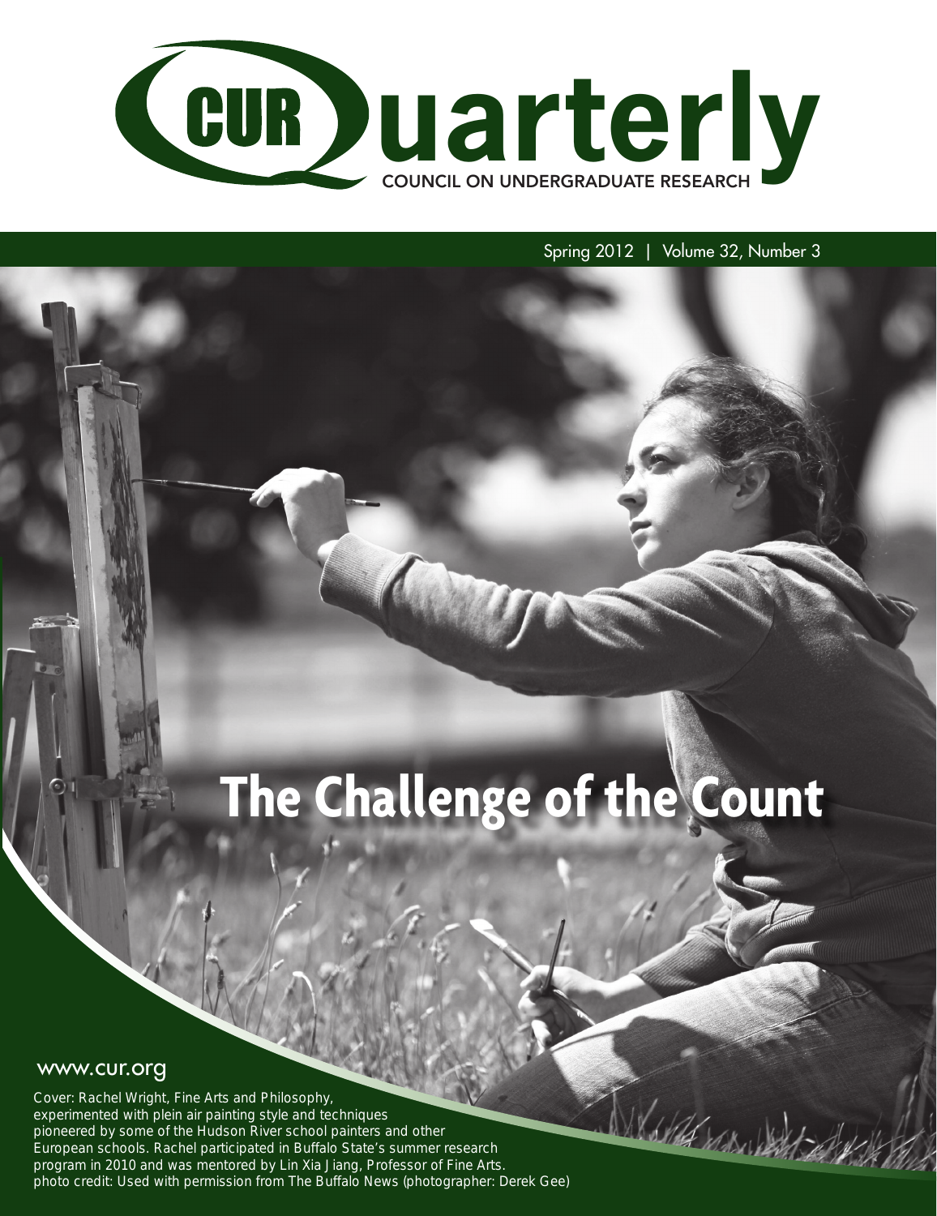# CUR Quarterly

COUNCIL ON UNDERGRADUATE RESEARCH

Spring 2012 | Volume 32, Number 3

# The Challenge of the Count

www.cur.org

Cover: Rachel Wright, Fine Arts and Philosophy, experimented with plein air painting style and techniques pioneered by some of the Hudson River school painters and other European schools. Rachel participated in Buffalo State's summer research program in 2010 and was mentored by Lin Xia Jiang, Professor of Fine Arts. photo credit: Used with permission from The Buffalo News (photographer: Derek Gee)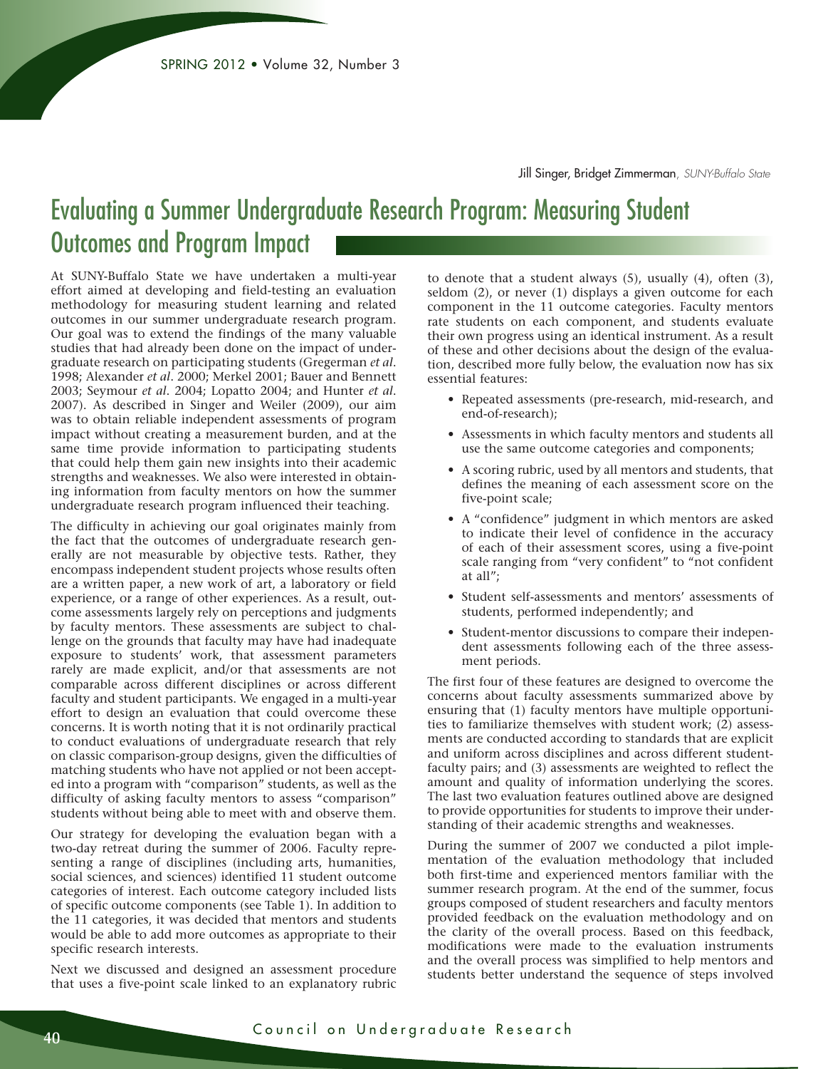Jill Singer, Bridget Zimmerman, *SUNY-Buffalo State*

# Evaluating a Summer Undergraduate Research Program: Measuring Student Outcomes and Program Impact

At SUNY-Buffalo State we have undertaken a multi-year effort aimed at developing and field-testing an evaluation methodology for measuring student learning and related outcomes in our summer undergraduate research program. Our goal was to extend the findings of the many valuable studies that had already been done on the impact of undergraduate research on participating students (Gregerman *et al*. 1998; Alexander *et al*. 2000; Merkel 2001; Bauer and Bennett 2003; Seymour *et al*. 2004; Lopatto 2004; and Hunter *et al*. 2007). As described in Singer and Weiler (2009), our aim was to obtain reliable independent assessments of program impact without creating a measurement burden, and at the same time provide information to participating students that could help them gain new insights into their academic strengths and weaknesses. We also were interested in obtaining information from faculty mentors on how the summer undergraduate research program influenced their teaching.

The difficulty in achieving our goal originates mainly from the fact that the outcomes of undergraduate research generally are not measurable by objective tests. Rather, they encompass independent student projects whose results often are a written paper, a new work of art, a laboratory or field experience, or a range of other experiences. As a result, outcome assessments largely rely on perceptions and judgments by faculty mentors. These assessments are subject to challenge on the grounds that faculty may have had inadequate exposure to students' work, that assessment parameters rarely are made explicit, and/or that assessments are not comparable across different disciplines or across different faculty and student participants. We engaged in a multi-year effort to design an evaluation that could overcome these concerns. It is worth noting that it is not ordinarily practical to conduct evaluations of undergraduate research that rely on classic comparison-group designs, given the difficulties of matching students who have not applied or not been accepted into a program with "comparison" students, as well as the difficulty of asking faculty mentors to assess "comparison" students without being able to meet with and observe them.

Our strategy for developing the evaluation began with a two-day retreat during the summer of 2006. Faculty representing a range of disciplines (including arts, humanities, social sciences, and sciences) identified 11 student outcome categories of interest. Each outcome category included lists of specific outcome components (see Table 1). In addition to the 11 categories, it was decided that mentors and students would be able to add more outcomes as appropriate to their specific research interests.

Next we discussed and designed an assessment procedure that uses a five-point scale linked to an explanatory rubric to denote that a student always (5), usually (4), often (3), seldom (2), or never (1) displays a given outcome for each component in the 11 outcome categories. Faculty mentors rate students on each component, and students evaluate their own progress using an identical instrument. As a result of these and other decisions about the design of the evaluation, described more fully below, the evaluation now has six essential features:

- Repeated assessments (pre-research, mid-research, and end-of-research);
- Assessments in which faculty mentors and students all use the same outcome categories and components;
- A scoring rubric, used by all mentors and students, that defines the meaning of each assessment score on the five-point scale;
- A "confidence" judgment in which mentors are asked to indicate their level of confidence in the accuracy of each of their assessment scores, using a five-point scale ranging from "very confident" to "not confident at all";
- Student self-assessments and mentors' assessments of students, performed independently; and
- Student-mentor discussions to compare their independent assessments following each of the three assessment periods.

The first four of these features are designed to overcome the concerns about faculty assessments summarized above by ensuring that (1) faculty mentors have multiple opportunities to familiarize themselves with student work; (2) assessments are conducted according to standards that are explicit and uniform across disciplines and across different student-faculty pairs; and (3) assessments are weighted to reflect the amount and quality of information underlying the scores. The last two evaluation features outlined above are designed to provide opportunities for students to improve their understanding of their academic strengths and weaknesses.

During the summer of 2007 we conducted a pilot implementation of the evaluation methodology that included both first-time and experienced mentors familiar with the summer research program. At the end of the summer, focus groups composed of student researchers and faculty mentors provided feedback on the evaluation methodology and on the clarity of the overall process. Based on this feedback, modifications were made to the evaluation instruments and the overall process was simplified to help mentors and students better understand the sequence of steps involved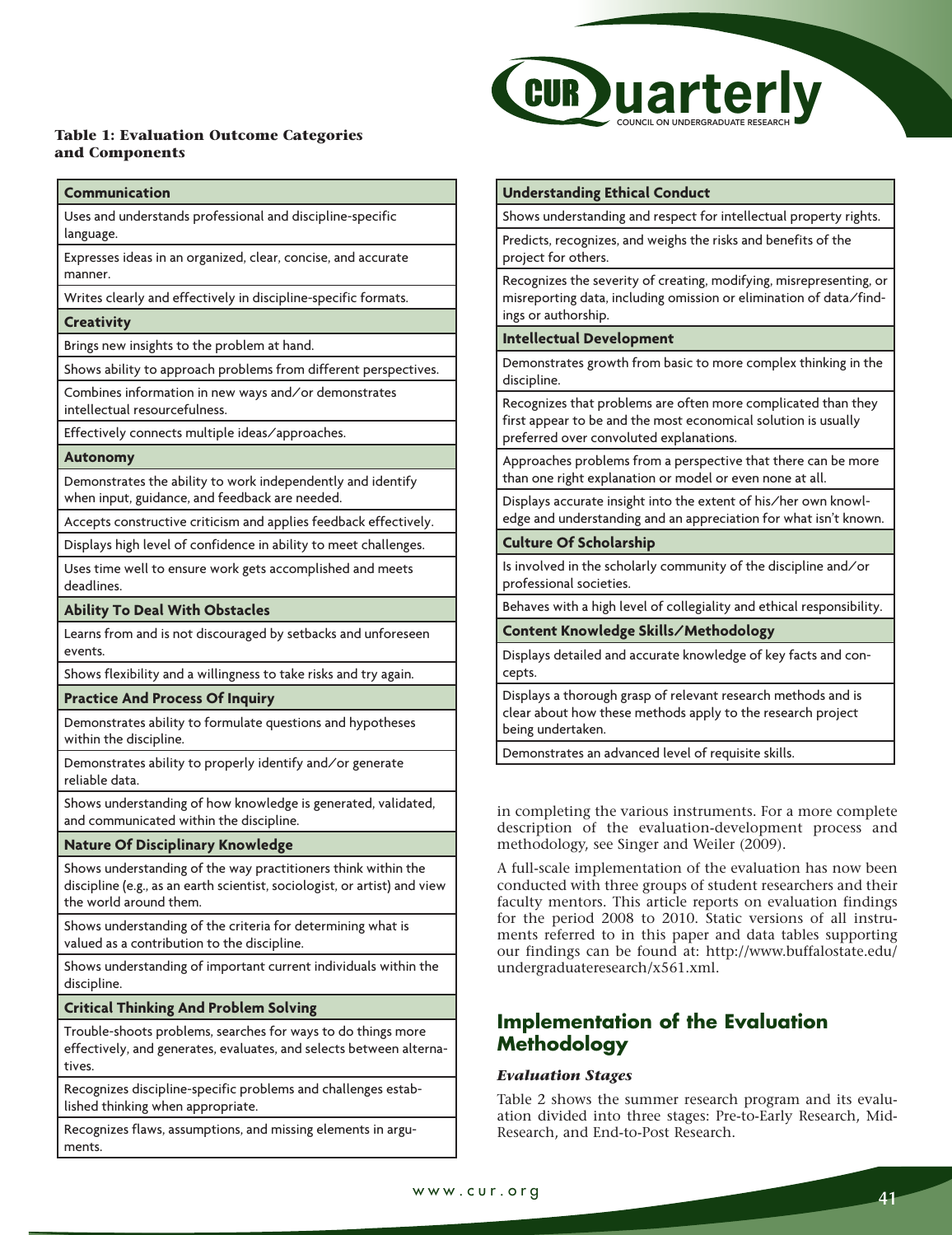**Table 1: Evaluation Outcome Categories and Components**

| Category / Component |
|---|
| **Communication** |
| Uses and understands professional and discipline-specific language. |
| Expresses ideas in an organized, clear, concise, and accurate manner. |
| Writes clearly and effectively in discipline-specific formats. |
| **Creativity** |
| Brings new insights to the problem at hand. |
| Shows ability to approach problems from different perspectives. |
| Combines information in new ways and/or demonstrates intellectual resourcefulness. |
| Effectively connects multiple ideas/approaches. |
| **Autonomy** |
| Demonstrates the ability to work independently and identify when input, guidance, and feedback are needed. |
| Accepts constructive criticism and applies feedback effectively. |
| Displays high level of confidence in ability to meet challenges. |
| Uses time well to ensure work gets accomplished and meets deadlines. |
| **Ability To Deal With Obstacles** |
| Learns from and is not discouraged by setbacks and unforeseen events. |
| Shows flexibility and a willingness to take risks and try again. |
| **Practice And Process Of Inquiry** |
| Demonstrates ability to formulate questions and hypotheses within the discipline. |
| Demonstrates ability to properly identify and/or generate reliable data. |
| Shows understanding of how knowledge is generated, validated, and communicated within the discipline. |
| **Nature Of Disciplinary Knowledge** |
| Shows understanding of the way practitioners think within the discipline (e.g., as an earth scientist, sociologist, or artist) and view the world around them. |
| Shows understanding of the criteria for determining what is valued as a contribution to the discipline. |
| Shows understanding of important current individuals within the discipline. |
| **Critical Thinking And Problem Solving** |
| Trouble-shoots problems, searches for ways to do things more effectively, and generates, evaluates, and selects between alternatives. |
| Recognizes discipline-specific problems and challenges established thinking when appropriate. |
| Recognizes flaws, assumptions, and missing elements in arguments. |
| **Understanding Ethical Conduct** |
| Shows understanding and respect for intellectual property rights. |
| Predicts, recognizes, and weighs the risks and benefits of the project for others. |
| Recognizes the severity of creating, modifying, misrepresenting, or misreporting data, including omission or elimination of data/findings or authorship. |
| **Intellectual Development** |
| Demonstrates growth from basic to more complex thinking in the discipline. |
| Recognizes that problems are often more complicated than they first appear to be and the most economical solution is usually preferred over convoluted explanations. |
| Approaches problems from a perspective that there can be more than one right explanation or model or even none at all. |
| Displays accurate insight into the extent of his/her own knowledge and understanding and an appreciation for what isn't known. |
| **Culture Of Scholarship** |
| Is involved in the scholarly community of the discipline and/or professional societies. |
| Behaves with a high level of collegiality and ethical responsibility. |
| **Content Knowledge Skills/Methodology** |
| Displays detailed and accurate knowledge of key facts and concepts. |
| Displays a thorough grasp of relevant research methods and is clear about how these methods apply to the research project being undertaken. |
| Demonstrates an advanced level of requisite skills. |

in completing the various instruments. For a more complete description of the evaluation-development process and methodology, see Singer and Weiler (2009).

A full-scale implementation of the evaluation has now been conducted with three groups of student researchers and their faculty mentors. This article reports on evaluation findings for the period 2008 to 2010. Static versions of all instruments referred to in this paper and data tables supporting our findings can be found at: http://www.buffalostate.edu/undergraduateresearch/x561.xml.

## Implementation of the Evaluation Methodology

### *Evaluation Stages*

Table 2 shows the summer research program and its evaluation divided into three stages: Pre-to-Early Research, Mid-Research, and End-to-Post Research.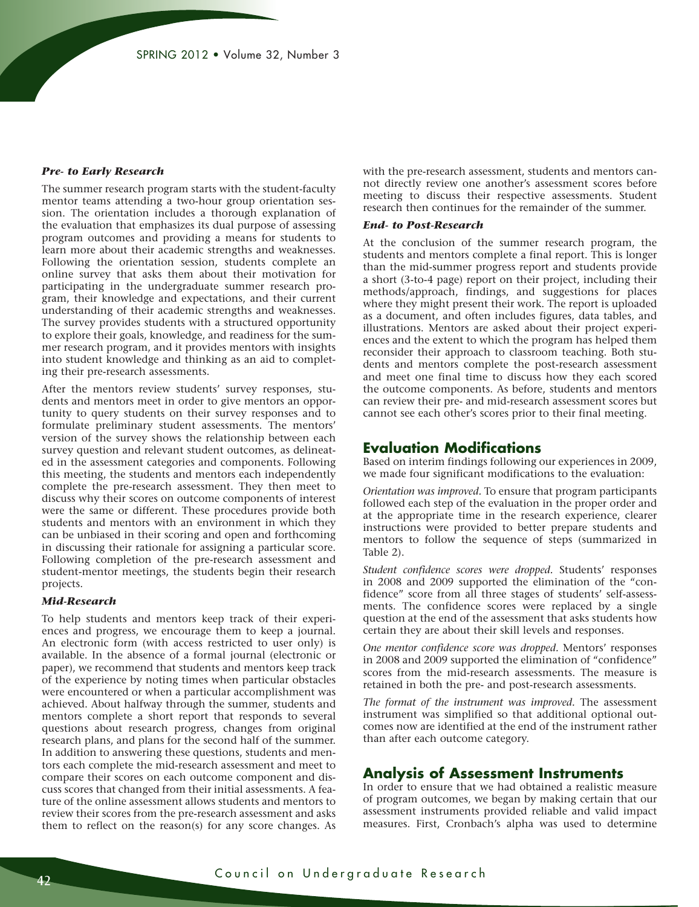### *Pre- to Early Research*

The summer research program starts with the student-faculty mentor teams attending a two-hour group orientation session. The orientation includes a thorough explanation of the evaluation that emphasizes its dual purpose of assessing program outcomes and providing a means for students to learn more about their academic strengths and weaknesses. Following the orientation session, students complete an online survey that asks them about their motivation for participating in the undergraduate summer research program, their knowledge and expectations, and their current understanding of their academic strengths and weaknesses. The survey provides students with a structured opportunity to explore their goals, knowledge, and readiness for the summer research program, and it provides mentors with insights into student knowledge and thinking as an aid to completing their pre-research assessments.

After the mentors review students' survey responses, students and mentors meet in order to give mentors an opportunity to query students on their survey responses and to formulate preliminary student assessments. The mentors' version of the survey shows the relationship between each survey question and relevant student outcomes, as delineated in the assessment categories and components. Following this meeting, the students and mentors each independently complete the pre-research assessment. They then meet to discuss why their scores on outcome components of interest were the same or different. These procedures provide both students and mentors with an environment in which they can be unbiased in their scoring and open and forthcoming in discussing their rationale for assigning a particular score. Following completion of the pre-research assessment and student-mentor meetings, the students begin their research projects.

### *Mid-Research*

To help students and mentors keep track of their experiences and progress, we encourage them to keep a journal. An electronic form (with access restricted to user only) is available. In the absence of a formal journal (electronic or paper), we recommend that students and mentors keep track of the experience by noting times when particular obstacles were encountered or when a particular accomplishment was achieved. About halfway through the summer, students and mentors complete a short report that responds to several questions about research progress, changes from original research plans, and plans for the second half of the summer. In addition to answering these questions, students and mentors each complete the mid-research assessment and meet to compare their scores on each outcome component and discuss scores that changed from their initial assessments. A feature of the online assessment allows students and mentors to review their scores from the pre-research assessment and asks them to reflect on the reason(s) for any score changes. As with the pre-research assessment, students and mentors cannot directly review one another's assessment scores before meeting to discuss their respective assessments. Student research then continues for the remainder of the summer.

### *End- to Post-Research*

At the conclusion of the summer research program, the students and mentors complete a final report. This is longer than the mid-summer progress report and students provide a short (3-to-4 page) report on their project, including their methods/approach, findings, and suggestions for places where they might present their work. The report is uploaded as a document, and often includes figures, data tables, and illustrations. Mentors are asked about their project experiences and the extent to which the program has helped them reconsider their approach to classroom teaching. Both students and mentors complete the post-research assessment and meet one final time to discuss how they each scored the outcome components. As before, students and mentors can review their pre- and mid-research assessment scores but cannot see each other's scores prior to their final meeting.

## Evaluation Modifications

Based on interim findings following our experiences in 2009, we made four significant modifications to the evaluation:

*Orientation was improved.* To ensure that program participants followed each step of the evaluation in the proper order and at the appropriate time in the research experience, clearer instructions were provided to better prepare students and mentors to follow the sequence of steps (summarized in Table 2).

*Student confidence scores were dropped.* Students' responses in 2008 and 2009 supported the elimination of the "confidence" score from all three stages of students' self-assessments. The confidence scores were replaced by a single question at the end of the assessment that asks students how certain they are about their skill levels and responses.

*One mentor confidence score was dropped.* Mentors' responses in 2008 and 2009 supported the elimination of "confidence" scores from the mid-research assessments. The measure is retained in both the pre- and post-research assessments.

*The format of the instrument was improved.* The assessment instrument was simplified so that additional optional outcomes now are identified at the end of the instrument rather than after each outcome category.

## Analysis of Assessment Instruments

In order to ensure that we had obtained a realistic measure of program outcomes, we began by making certain that our assessment instruments provided reliable and valid impact measures. First, Cronbach's alpha was used to determine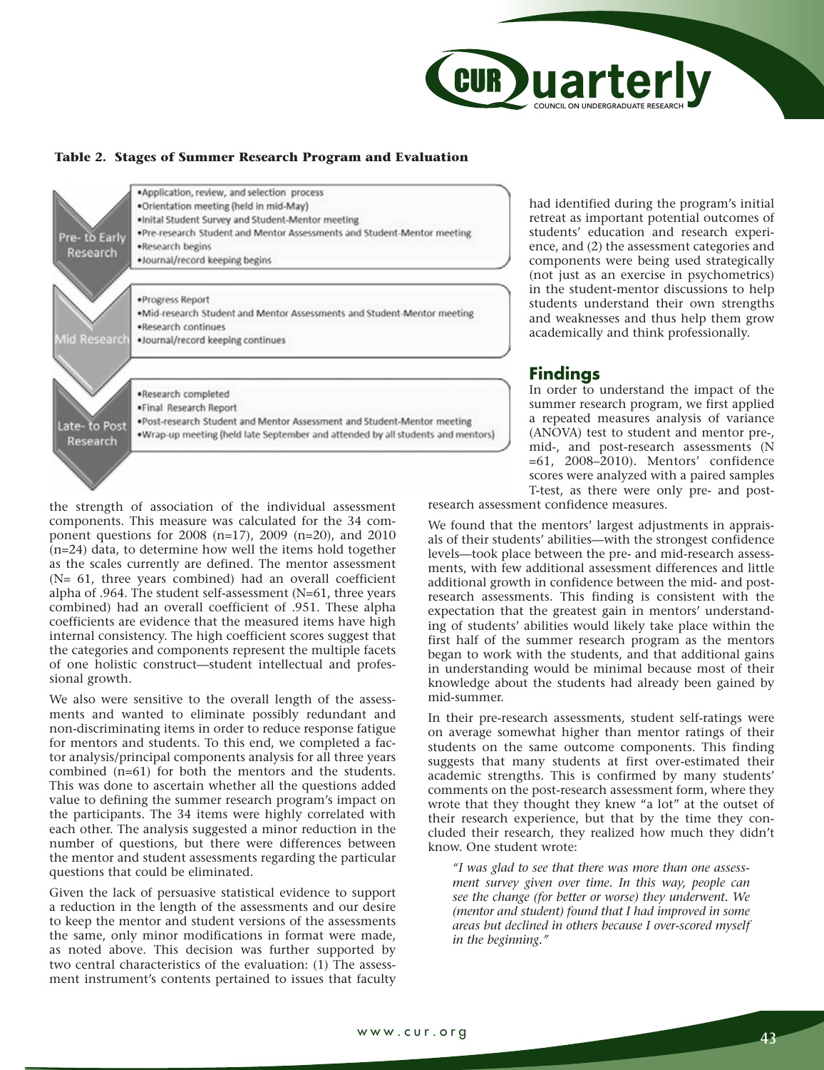**Table 2. Stages of Summer Research Program and Evaluation**

| Stage | Activities |
|---|---|
| Pre- to Early Research | •Application, review, and selection process<br>•Orientation meeting (held in mid-May)<br>•Inital Student Survey and Student-Mentor meeting<br>•Pre-research Student and Mentor Assessments and Student-Mentor meeting<br>•Research begins<br>•Journal/record keeping begins |
| Mid Research | •Progress Report<br>•Mid-research Student and Mentor Assessments and Student-Mentor meeting<br>•Research continues<br>•Journal/record keeping continues |
| Late- to Post Research | •Research completed<br>•Final Research Report<br>•Post-research Student and Mentor Assessment and Student-Mentor meeting<br>•Wrap-up meeting (held late September and attended by all students and mentors) |

the strength of association of the individual assessment components. This measure was calculated for the 34 component questions for 2008 (n=17), 2009 (n=20), and 2010 (n=24) data, to determine how well the items hold together as the scales currently are defined. The mentor assessment (N= 61, three years combined) had an overall coefficient alpha of .964. The student self-assessment (N=61, three years combined) had an overall coefficient of .951. These alpha coefficients are evidence that the measured items have high internal consistency. The high coefficient scores suggest that the categories and components represent the multiple facets of one holistic construct—student intellectual and professional growth.

We also were sensitive to the overall length of the assessments and wanted to eliminate possibly redundant and non-discriminating items in order to reduce response fatigue for mentors and students. To this end, we completed a factor analysis/principal components analysis for all three years combined (n=61) for both the mentors and the students. This was done to ascertain whether all the questions added value to defining the summer research program's impact on the participants. The 34 items were highly correlated with each other. The analysis suggested a minor reduction in the number of questions, but there were differences between the mentor and student assessments regarding the particular questions that could be eliminated.

Given the lack of persuasive statistical evidence to support a reduction in the length of the assessments and our desire to keep the mentor and student versions of the assessments the same, only minor modifications in format were made, as noted above. This decision was further supported by two central characteristics of the evaluation: (1) The assessment instrument's contents pertained to issues that faculty had identified during the program's initial retreat as important potential outcomes of students' education and research experience, and (2) the assessment categories and components were being used strategically (not just as an exercise in psychometrics) in the student-mentor discussions to help students understand their own strengths and weaknesses and thus help them grow academically and think professionally.

## Findings

In order to understand the impact of the summer research program, we first applied a repeated measures analysis of variance (ANOVA) test to student and mentor pre-, mid-, and post-research assessments (N =61, 2008–2010). Mentors' confidence scores were analyzed with a paired samples T-test, as there were only pre- and post-research assessment confidence measures.

We found that the mentors' largest adjustments in appraisals of their students' abilities—with the strongest confidence levels—took place between the pre- and mid-research assessments, with few additional assessment differences and little additional growth in confidence between the mid- and post-research assessments. This finding is consistent with the expectation that the greatest gain in mentors' understanding of students' abilities would likely take place within the first half of the summer research program as the mentors began to work with the students, and that additional gains in understanding would be minimal because most of their knowledge about the students had already been gained by mid-summer.

In their pre-research assessments, student self-ratings were on average somewhat higher than mentor ratings of their students on the same outcome components. This finding suggests that many students at first over-estimated their academic strengths. This is confirmed by many students' comments on the post-research assessment form, where they wrote that they thought they knew "a lot" at the outset of their research experience, but that by the time they concluded their research, they realized how much they didn't know. One student wrote:

> *"I was glad to see that there was more than one assessment survey given over time. In this way, people can see the change (for better or worse) they underwent. We (mentor and student) found that I had improved in some areas but declined in others because I over-scored myself in the beginning."*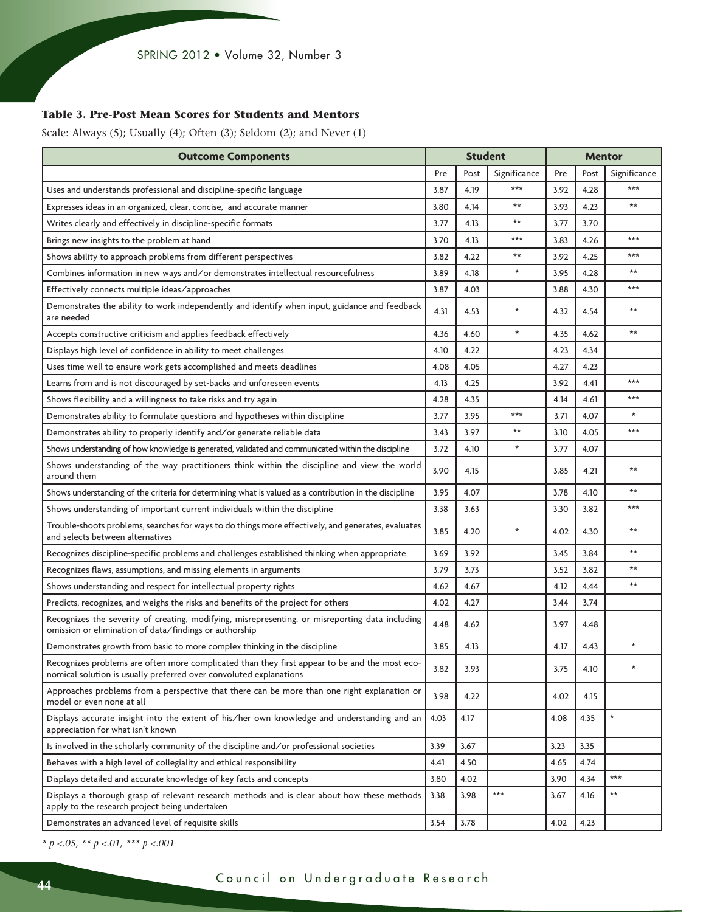**Table 3. Pre-Post Mean Scores for Students and Mentors**

Scale: Always (5); Usually (4); Often (3); Seldom (2); and Never (1)

| Outcome Components | Student | | | Mentor | | |
|---|---|---|---|---|---|---|
| | Pre | Post | Significance | Pre | Post | Significance |
| Uses and understands professional and discipline-specific language | 3.87 | 4.19 | *** | 3.92 | 4.28 | *** |
| Expresses ideas in an organized, clear, concise, and accurate manner | 3.80 | 4.14 | ** | 3.93 | 4.23 | ** |
| Writes clearly and effectively in discipline-specific formats | 3.77 | 4.13 | ** | 3.77 | 3.70 | |
| Brings new insights to the problem at hand | 3.70 | 4.13 | *** | 3.83 | 4.26 | *** |
| Shows ability to approach problems from different perspectives | 3.82 | 4.22 | ** | 3.92 | 4.25 | *** |
| Combines information in new ways and/or demonstrates intellectual resourcefulness | 3.89 | 4.18 | * | 3.95 | 4.28 | ** |
| Effectively connects multiple ideas/approaches | 3.87 | 4.03 | | 3.88 | 4.30 | *** |
| Demonstrates the ability to work independently and identify when input, guidance and feedback are needed | 4.31 | 4.53 | * | 4.32 | 4.54 | ** |
| Accepts constructive criticism and applies feedback effectively | 4.36 | 4.60 | * | 4.35 | 4.62 | ** |
| Displays high level of confidence in ability to meet challenges | 4.10 | 4.22 | | 4.23 | 4.34 | |
| Uses time well to ensure work gets accomplished and meets deadlines | 4.08 | 4.05 | | 4.27 | 4.23 | |
| Learns from and is not discouraged by set-backs and unforeseen events | 4.13 | 4.25 | | 3.92 | 4.41 | *** |
| Shows flexibility and a willingness to take risks and try again | 4.28 | 4.35 | | 4.14 | 4.61 | *** |
| Demonstrates ability to formulate questions and hypotheses within discipline | 3.77 | 3.95 | *** | 3.71 | 4.07 | * |
| Demonstrates ability to properly identify and/or generate reliable data | 3.43 | 3.97 | ** | 3.10 | 4.05 | *** |
| Shows understanding of how knowledge is generated, validated and communicated within the discipline | 3.72 | 4.10 | * | 3.77 | 4.07 | |
| Shows understanding of the way practitioners think within the discipline and view the world around them | 3.90 | 4.15 | | 3.85 | 4.21 | ** |
| Shows understanding of the criteria for determining what is valued as a contribution in the discipline | 3.95 | 4.07 | | 3.78 | 4.10 | ** |
| Shows understanding of important current individuals within the discipline | 3.38 | 3.63 | | 3.30 | 3.82 | *** |
| Trouble-shoots problems, searches for ways to do things more effectively, and generates, evaluates and selects between alternatives | 3.85 | 4.20 | * | 4.02 | 4.30 | ** |
| Recognizes discipline-specific problems and challenges established thinking when appropriate | 3.69 | 3.92 | | 3.45 | 3.84 | ** |
| Recognizes flaws, assumptions, and missing elements in arguments | 3.79 | 3.73 | | 3.52 | 3.82 | ** |
| Shows understanding and respect for intellectual property rights | 4.62 | 4.67 | | 4.12 | 4.44 | ** |
| Predicts, recognizes, and weighs the risks and benefits of the project for others | 4.02 | 4.27 | | 3.44 | 3.74 | |
| Recognizes the severity of creating, modifying, misrepresenting, or misreporting data including omission or elimination of data/findings or authorship | 4.48 | 4.62 | | 3.97 | 4.48 | |
| Demonstrates growth from basic to more complex thinking in the discipline | 3.85 | 4.13 | | 4.17 | 4.43 | * |
| Recognizes problems are often more complicated than they first appear to be and the most economical solution is usually preferred over convoluted explanations | 3.82 | 3.93 | | 3.75 | 4.10 | * |
| Approaches problems from a perspective that there can be more than one right explanation or model or even none at all | 3.98 | 4.22 | | 4.02 | 4.15 | |
| Displays accurate insight into the extent of his/her own knowledge and understanding and an appreciation for what isn't known | 4.03 | 4.17 | | 4.08 | 4.35 | * |
| Is involved in the scholarly community of the discipline and/or professional societies | 3.39 | 3.67 | | 3.23 | 3.35 | |
| Behaves with a high level of collegiality and ethical responsibility | 4.41 | 4.50 | | 4.65 | 4.74 | |
| Displays detailed and accurate knowledge of key facts and concepts | 3.80 | 4.02 | | 3.90 | 4.34 | *** |
| Displays a thorough grasp of relevant research methods and is clear about how these methods apply to the research project being undertaken | 3.38 | 3.98 | *** | 3.67 | 4.16 | ** |
| Demonstrates an advanced level of requisite skills | 3.54 | 3.78 | | 4.02 | 4.23 | |

*\* p <.05, \*\* p <.01, \*\*\* p <.001*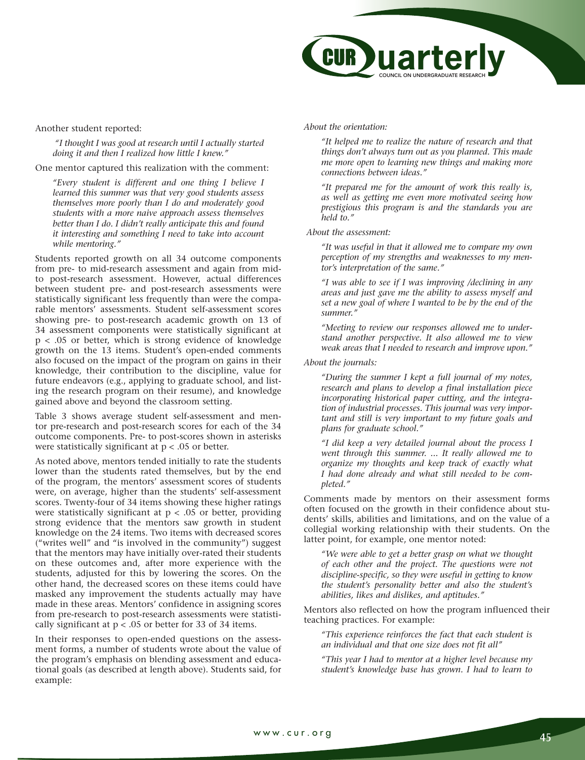Another student reported:

> *"I thought I was good at research until I actually started doing it and then I realized how little I knew."*

One mentor captured this realization with the comment:

> *"Every student is different and one thing I believe I learned this summer was that very good students assess themselves more poorly than I do and moderately good students with a more naive approach assess themselves better than I do. I didn't really anticipate this and found it interesting and something I need to take into account while mentoring."*

Students reported growth on all 34 outcome components from pre- to mid-research assessment and again from mid- to post-research assessment. However, actual differences between student pre- and post-research assessments were statistically significant less frequently than were the comparable mentors' assessments. Student self-assessment scores showing pre- to post-research academic growth on 13 of 34 assessment components were statistically significant at $p < .05$ or better, which is strong evidence of knowledge growth on the 13 items. Student's open-ended comments also focused on the impact of the program on gains in their knowledge, their contribution to the discipline, value for future endeavors (e.g., applying to graduate school, and listing the research program on their resume), and knowledge gained above and beyond the classroom setting.

Table 3 shows average student self-assessment and mentor pre-research and post-research scores for each of the 34 outcome components. Pre- to post-scores shown in asterisks were statistically significant at $p < .05$ or better.

As noted above, mentors tended initially to rate the students lower than the students rated themselves, but by the end of the program, the mentors' assessment scores of students were, on average, higher than the students' self-assessment scores. Twenty-four of 34 items showing these higher ratings were statistically significant at $p < .05$ or better, providing strong evidence that the mentors saw growth in student knowledge on the 24 items. Two items with decreased scores ("writes well" and "is involved in the community") suggest that the mentors may have initially over-rated their students on these outcomes and, after more experience with the students, adjusted for this by lowering the scores. On the other hand, the decreased scores on these items could have masked any improvement the students actually may have made in these areas. Mentors' confidence in assigning scores from pre-research to post-research assessments were statistically significant at $p < .05$ or better for 33 of 34 items.

In their responses to open-ended questions on the assessment forms, a number of students wrote about the value of the program's emphasis on blending assessment and educational goals (as described at length above). Students said, for example:

*About the orientation:*

> *"It helped me to realize the nature of research and that things don't always turn out as you planned. This made me more open to learning new things and making more connections between ideas."*

> *"It prepared me for the amount of work this really is, as well as getting me even more motivated seeing how prestigious this program is and the standards you are held to."*

*About the assessment:*

> *"It was useful in that it allowed me to compare my own perception of my strengths and weaknesses to my mentor's interpretation of the same."*

> *"I was able to see if I was improving /declining in any areas and just gave me the ability to assess myself and set a new goal of where I wanted to be by the end of the summer."*

> *"Meeting to review our responses allowed me to understand another perspective. It also allowed me to view weak areas that I needed to research and improve upon."*

*About the journals:*

> *"During the summer I kept a full journal of my notes, research and plans to develop a final installation piece incorporating historical paper cutting, and the integration of industrial processes. This journal was very important and still is very important to my future goals and plans for graduate school."*

> *"I did keep a very detailed journal about the process I went through this summer. ... It really allowed me to organize my thoughts and keep track of exactly what I had done already and what still needed to be completed."*

Comments made by mentors on their assessment forms often focused on the growth in their confidence about students' skills, abilities and limitations, and on the value of a collegial working relationship with their students. On the latter point, for example, one mentor noted:

> *"We were able to get a better grasp on what we thought of each other and the project. The questions were not discipline-specific, so they were useful in getting to know the student's personality better and also the student's abilities, likes and dislikes, and aptitudes."*

Mentors also reflected on how the program influenced their teaching practices. For example:

> *"This experience reinforces the fact that each student is an individual and that one size does not fit all"*

> *"This year I had to mentor at a higher level because my student's knowledge base has grown. I had to learn to*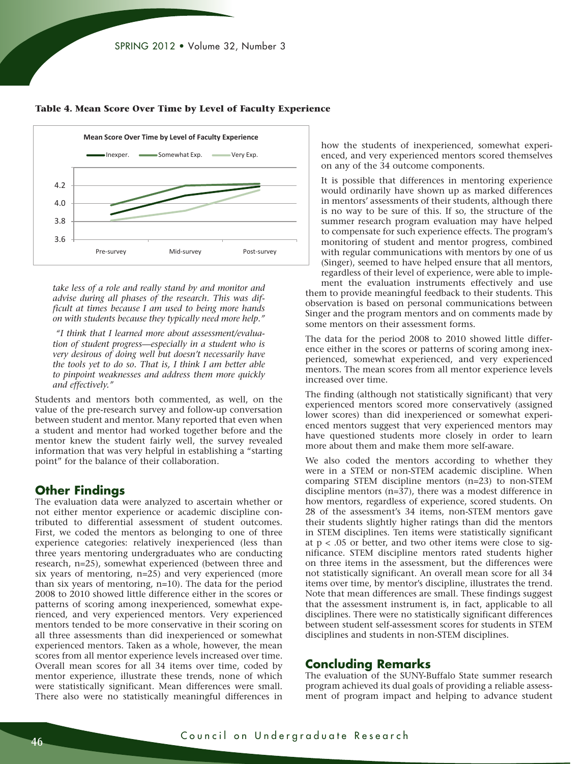**Table 4. Mean Score Over Time by Level of Faculty Experience**

*take less of a role and really stand by and monitor and advise during all phases of the research. This was difficult at times because I am used to being more hands on with students because they typically need more help."*

*"I think that I learned more about assessment/evaluation of student progress—especially in a student who is very desirous of doing well but doesn't necessarily have the tools yet to do so. That is, I think I am better able to pinpoint weaknesses and address them more quickly and effectively."*

Students and mentors both commented, as well, on the value of the pre-research survey and follow-up conversation between student and mentor. Many reported that even when a student and mentor had worked together before and the mentor knew the student fairly well, the survey revealed information that was very helpful in establishing a "starting point" for the balance of their collaboration.

## Other Findings

The evaluation data were analyzed to ascertain whether or not either mentor experience or academic discipline contributed to differential assessment of student outcomes. First, we coded the mentors as belonging to one of three experience categories: relatively inexperienced (less than three years mentoring undergraduates who are conducting research, n=25), somewhat experienced (between three and six years of mentoring, n=25) and very experienced (more than six years of mentoring, n=10). The data for the period 2008 to 2010 showed little difference either in the scores or patterns of scoring among inexperienced, somewhat experienced, and very experienced mentors. Very experienced mentors tended to be more conservative in their scoring on all three assessments than did inexperienced or somewhat experienced mentors. Taken as a whole, however, the mean scores from all mentor experience levels increased over time. Overall mean scores for all 34 items over time, coded by mentor experience, illustrate these trends, none of which were statistically significant. Mean differences were small. There also were no statistically meaningful differences in how the students of inexperienced, somewhat experienced, and very experienced mentors scored themselves on any of the 34 outcome components.

It is possible that differences in mentoring experience would ordinarily have shown up as marked differences in mentors' assessments of their students, although there is no way to be sure of this. If so, the structure of the summer research program evaluation may have helped to compensate for such experience effects. The program's monitoring of student and mentor progress, combined with regular communications with mentors by one of us (Singer), seemed to have helped ensure that all mentors, regardless of their level of experience, were able to implement the evaluation instruments effectively and use them to provide meaningful feedback to their students. This observation is based on personal communications between Singer and the program mentors and on comments made by some mentors on their assessment forms.

The data for the period 2008 to 2010 showed little difference either in the scores or patterns of scoring among inexperienced, somewhat experienced, and very experienced mentors. The mean scores from all mentor experience levels increased over time.

The finding (although not statistically significant) that very experienced mentors scored more conservatively (assigned lower scores) than did inexperienced or somewhat experienced mentors suggest that very experienced mentors may have questioned students more closely in order to learn more about them and make them more self-aware.

We also coded the mentors according to whether they were in a STEM or non-STEM academic discipline. When comparing STEM discipline mentors (n=23) to non-STEM discipline mentors (n=37), there was a modest difference in how mentors, regardless of experience, scored students. On 28 of the assessment's 34 items, non-STEM mentors gave their students slightly higher ratings than did the mentors in STEM disciplines. Ten items were statistically significant at $p < .05$ or better, and two other items were close to significance. STEM discipline mentors rated students higher on three items in the assessment, but the differences were not statistically significant. An overall mean score for all 34 items over time, by mentor's discipline, illustrates the trend. Note that mean differences are small. These findings suggest that the assessment instrument is, in fact, applicable to all disciplines. There were no statistically significant differences between student self-assessment scores for students in STEM disciplines and students in non-STEM disciplines.

## Concluding Remarks

The evaluation of the SUNY-Buffalo State summer research program achieved its dual goals of providing a reliable assessment of program impact and helping to advance student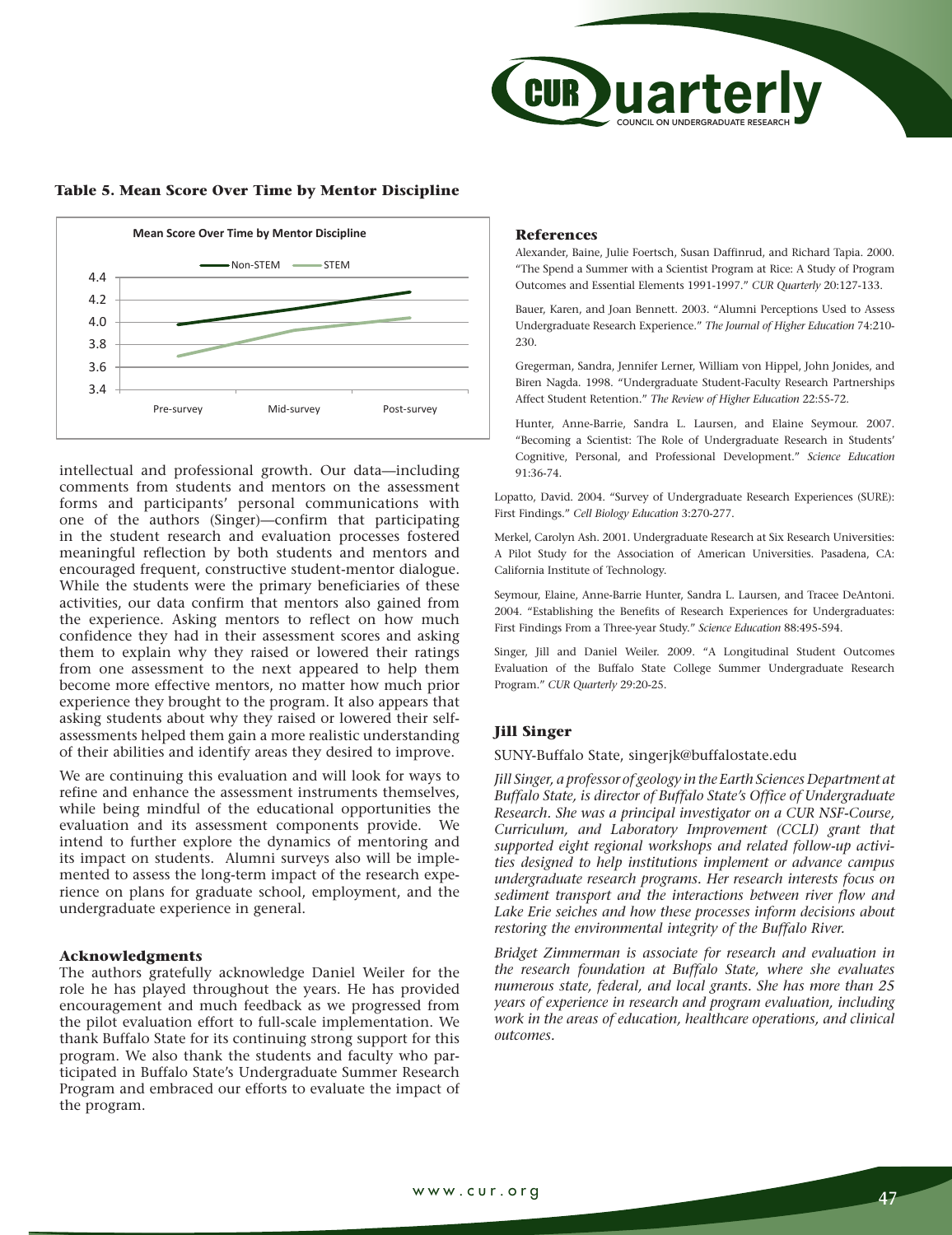**Table 5. Mean Score Over Time by Mentor Discipline**

Mean Score Over Time by Mentor Discipline

Non-STEM
STEM

4.4
4.2
4.0
3.8
3.6
3.4

Pre-survey
Mid-survey
Post-survey

intellectual and professional growth. Our data—including comments from students and mentors on the assessment forms and participants' personal communications with one of the authors (Singer)—confirm that participating in the student research and evaluation processes fostered meaningful reflection by both students and mentors and encouraged frequent, constructive student-mentor dialogue. While the students were the primary beneficiaries of these activities, our data confirm that mentors also gained from the experience. Asking mentors to reflect on how much confidence they had in their assessment scores and asking them to explain why they raised or lowered their ratings from one assessment to the next appeared to help them become more effective mentors, no matter how much prior experience they brought to the program. It also appears that asking students about why they raised or lowered their self-assessments helped them gain a more realistic understanding of their abilities and identify areas they desired to improve.

We are continuing this evaluation and will look for ways to refine and enhance the assessment instruments themselves, while being mindful of the educational opportunities the evaluation and its assessment components provide. We intend to further explore the dynamics of mentoring and its impact on students. Alumni surveys also will be implemented to assess the long-term impact of the research experience on plans for graduate school, employment, and the undergraduate experience in general.

### Acknowledgments

The authors gratefully acknowledge Daniel Weiler for the role he has played throughout the years. He has provided encouragement and much feedback as we progressed from the pilot evaluation effort to full-scale implementation. We thank Buffalo State for its continuing strong support for this program. We also thank the students and faculty who participated in Buffalo State's Undergraduate Summer Research Program and embraced our efforts to evaluate the impact of the program.

### References

Alexander, Baine, Julie Foertsch, Susan Daffinrud, and Richard Tapia. 2000. "The Spend a Summer with a Scientist Program at Rice: A Study of Program Outcomes and Essential Elements 1991-1997." *CUR Quarterly* 20:127-133.

Bauer, Karen, and Joan Bennett. 2003. "Alumni Perceptions Used to Assess Undergraduate Research Experience." *The Journal of Higher Education* 74:210-230.

Gregerman, Sandra, Jennifer Lerner, William von Hippel, John Jonides, and Biren Nagda. 1998. "Undergraduate Student-Faculty Research Partnerships Affect Student Retention." *The Review of Higher Education* 22:55-72.

Hunter, Anne-Barrie, Sandra L. Laursen, and Elaine Seymour. 2007. "Becoming a Scientist: The Role of Undergraduate Research in Students' Cognitive, Personal, and Professional Development." *Science Education* 91:36-74.

Lopatto, David. 2004. "Survey of Undergraduate Research Experiences (SURE): First Findings." *Cell Biology Education* 3:270-277.

Merkel, Carolyn Ash. 2001. Undergraduate Research at Six Research Universities: A Pilot Study for the Association of American Universities. Pasadena, CA: California Institute of Technology.

Seymour, Elaine, Anne-Barrie Hunter, Sandra L. Laursen, and Tracee DeAntoni. 2004. "Establishing the Benefits of Research Experiences for Undergraduates: First Findings From a Three-year Study." *Science Education* 88:495-594.

Singer, Jill and Daniel Weiler. 2009. "A Longitudinal Student Outcomes Evaluation of the Buffalo State College Summer Undergraduate Research Program." *CUR Quarterly* 29:20-25.

### Jill Singer

SUNY-Buffalo State, singerjk@buffalostate.edu

*Jill Singer, a professor of geology in the Earth Sciences Department at Buffalo State, is director of Buffalo State's Office of Undergraduate Research. She was a principal investigator on a CUR NSF-Course, Curriculum, and Laboratory Improvement (CCLI) grant that supported eight regional workshops and related follow-up activities designed to help institutions implement or advance campus undergraduate research programs. Her research interests focus on sediment transport and the interactions between river flow and Lake Erie seiches and how these processes inform decisions about restoring the environmental integrity of the Buffalo River.*

*Bridget Zimmerman is associate for research and evaluation in the research foundation at Buffalo State, where she evaluates numerous state, federal, and local grants. She has more than 25 years of experience in research and program evaluation, including work in the areas of education, healthcare operations, and clinical outcomes.*